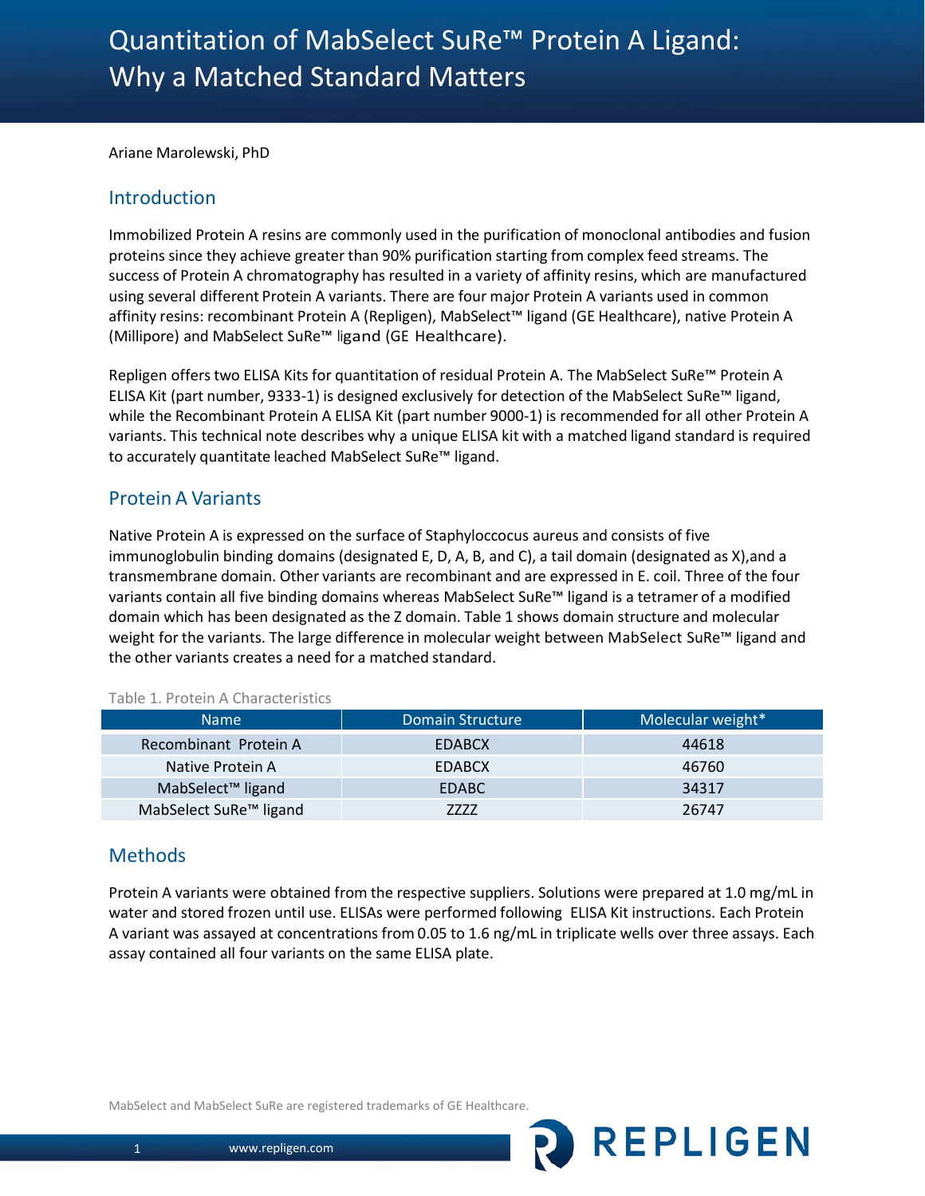# Quantitation of MabSelect SuRe™ Protein A Ligand: Why a Matched Standard Matters

Ariane Marolewski, PhD

## Introduction

Immobilized Protein A resins are commonly used in the purification of monoclonal antibodies and fusion proteins since they achieve greater than 90% purification starting from complex feed streams. The success of Protein A chromatography has resulted in a variety of affinity resins, which are manufactured using several different Protein A variants. There are four major Protein A variants used in common affinity resins: recombinant Protein A (Repligen), MabSelect™ ligand (GE Healthcare), native Protein A (Millipore) and MabSelect SuRe™ ligand (GE Healthcare).

Repligen offers two ELISA Kits for quantitation of residual Protein A. The MabSelect SuRe™ Protein A ELISA Kit (part number, 9333-1) is designed exclusively for detection of the MabSelect SuRe™ ligand, while the Recombinant Protein A ELISA Kit (part number 9000-1) is recommended for all other Protein A variants. This technical note describes why a unique ELISA kit with a matched ligand standard is required to accurately quantitate leached MabSelect SuRe™ ligand.

## Protein A Variants

Native Protein A is expressed on the surface of Staphyloccocus aureus and consists of five immunoglobulin binding domains (designated E, D, A, B, and C), a tail domain (designated as X),and a transmembrane domain. Other variants are recombinant and are expressed in E. coil. Three of the four variants contain all five binding domains whereas MabSelect SuRe™ ligand is a tetramer of a modified domain which has been designated as the Z domain. Table 1 shows domain structure and molecular weight for the variants. The large difference in molecular weight between MabSelect SuRe™ ligand and the other variants creates a need for a matched standard.

Table 1. Protein A Characteristics

| Name | Domain Structure | Molecular weight* |
|---|---|---|
| Recombinant Protein A | EDABCX | 44618 |
| Native Protein A | EDABCX | 46760 |
| MabSelect™ ligand | EDABC | 34317 |
| MabSelect SuRe™ ligand | ZZZZ | 26747 |

## Methods

Protein A variants were obtained from the respective suppliers. Solutions were prepared at 1.0 mg/mL in water and stored frozen until use. ELISAs were performed following ELISA Kit instructions. Each Protein A variant was assayed at concentrations from 0.05 to 1.6 ng/mL in triplicate wells over three assays. Each assay contained all four variants on the same ELISA plate.

MabSelect and MabSelect SuRe are registered trademarks of GE Healthcare.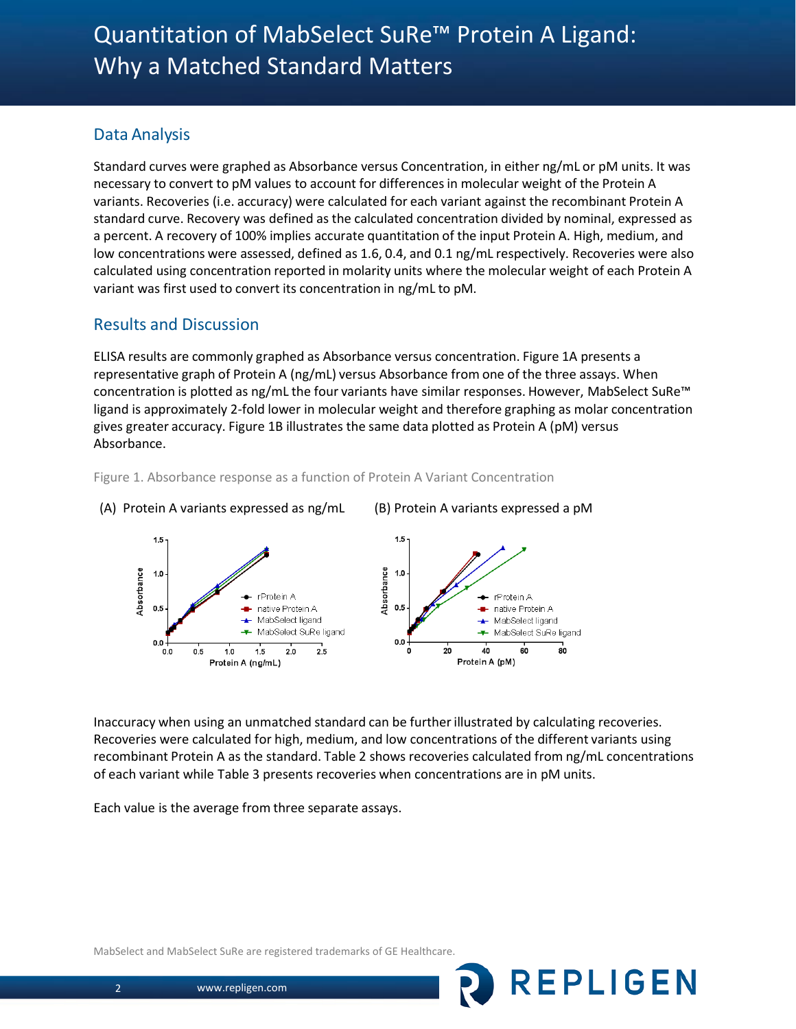## Data Analysis

Standard curves were graphed as Absorbance versus Concentration, in either ng/mL or pM units. It was necessary to convert to pM values to account for differences in molecular weight of the Protein A variants. Recoveries (i.e. accuracy) were calculated for each variant against the recombinant Protein A standard curve. Recovery was defined as the calculated concentration divided by nominal, expressed as a percent. A recovery of 100% implies accurate quantitation of the input Protein A. High, medium, and low concentrations were assessed, defined as 1.6, 0.4, and 0.1 ng/mL respectively. Recoveries were also calculated using concentration reported in molarity units where the molecular weight of each Protein A variant was first used to convert its concentration in ng/mL to pM.

## Results and Discussion

ELISA results are commonly graphed as Absorbance versus concentration. Figure 1A presents a representative graph of Protein A (ng/mL) versus Absorbance from one of the three assays. When concentration is plotted as ng/mL the four variants have similar responses. However, MabSelect SuRe™ ligand is approximately 2-fold lower in molecular weight and therefore graphing as molar concentration gives greater accuracy. Figure 1B illustrates the same data plotted as Protein A (pM) versus Absorbance.

Figure 1. Absorbance response as a function of Protein A Variant Concentration

(A) Protein A variants expressed as ng/mL (B) Protein A variants expressed a pM

Inaccuracy when using an unmatched standard can be further illustrated by calculating recoveries. Recoveries were calculated for high, medium, and low concentrations of the different variants using recombinant Protein A as the standard. Table 2 shows recoveries calculated from ng/mL concentrations of each variant while Table 3 presents recoveries when concentrations are in pM units.

Each value is the average from three separate assays.

MabSelect and MabSelect SuRe are registered trademarks of GE Healthcare.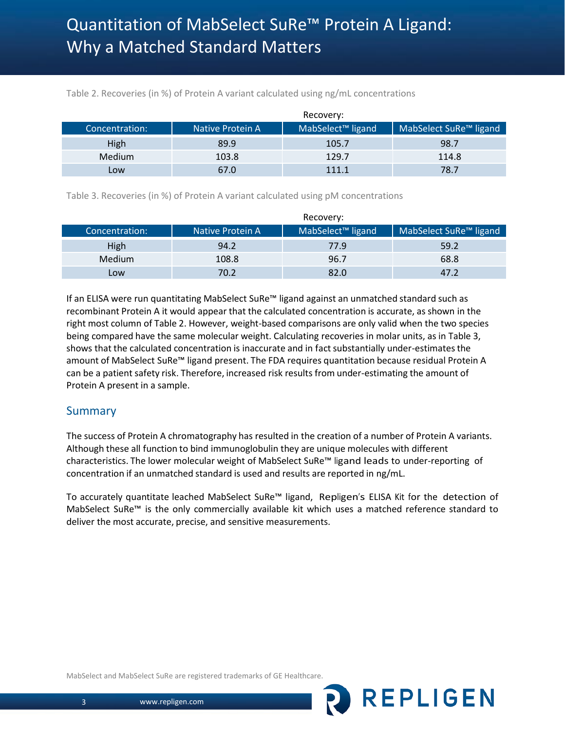Table 2. Recoveries (in %) of Protein A variant calculated using ng/mL concentrations

| | Recovery: | | |
|---|---|---|---|
| Concentration: | Native Protein A | MabSelect™ ligand | MabSelect SuRe™ ligand |
| High | 89.9 | 105.7 | 98.7 |
| Medium | 103.8 | 129.7 | 114.8 |
| Low | 67.0 | 111.1 | 78.7 |

Table 3. Recoveries (in %) of Protein A variant calculated using pM concentrations

| | Recovery: | | |
|---|---|---|---|
| Concentration: | Native Protein A | MabSelect™ ligand | MabSelect SuRe™ ligand |
| High | 94.2 | 77.9 | 59.2 |
| Medium | 108.8 | 96.7 | 68.8 |
| Low | 70.2 | 82.0 | 47.2 |

If an ELISA were run quantitating MabSelect SuRe™ ligand against an unmatched standard such as recombinant Protein A it would appear that the calculated concentration is accurate, as shown in the right most column of Table 2. However, weight-based comparisons are only valid when the two species being compared have the same molecular weight. Calculating recoveries in molar units, as in Table 3, shows that the calculated concentration is inaccurate and in fact substantially under-estimates the amount of MabSelect SuRe™ ligand present. The FDA requires quantitation because residual Protein A can be a patient safety risk. Therefore, increased risk results from under-estimating the amount of Protein A present in a sample.

## Summary

The success of Protein A chromatography has resulted in the creation of a number of Protein A variants. Although these all function to bind immunoglobulin they are unique molecules with different characteristics. The lower molecular weight of MabSelect SuRe™ ligand leads to under-reporting of concentration if an unmatched standard is used and results are reported in ng/mL.

To accurately quantitate leached MabSelect SuRe™ ligand, Repligen's ELISA Kit for the detection of MabSelect SuRe™ is the only commercially available kit which uses a matched reference standard to deliver the most accurate, precise, and sensitive measurements.

MabSelect and MabSelect SuRe are registered trademarks of GE Healthcare.